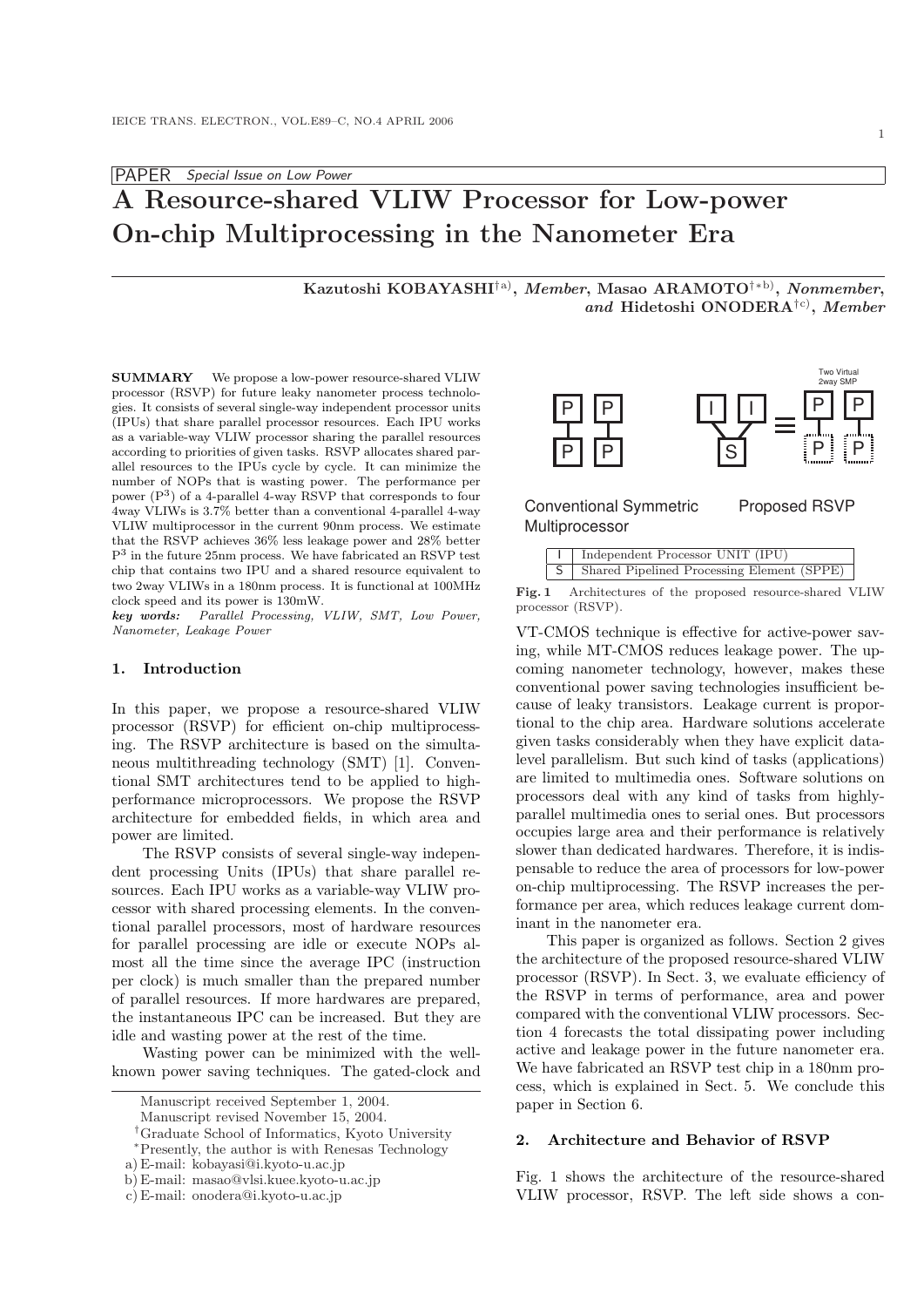PAPER *Special Issue on Low Power*

# A Resource-shared VLIW Processor for Low-power On-chip Multiprocessing in the Nanometer Era

**Kazutoshi KOBAYASHI**[†a)], *Member*, **Masao ARAMOTO**[†*b)], *Nonmember*, *and* **Hidetoshi ONODERA**[†c)], *Member*

**SUMMARY** We propose a low-power resource-shared VLIW processor (RSVP) for future leaky nanometer process technologies. It consists of several single-way independent processor units (IPUs) that share parallel processor resources. Each IPU works as a variable-way VLIW processor sharing the parallel resources according to priorities of given tasks. RSVP allocates shared parallel resources to the IPUs cycle by cycle. It can minimize the number of NOPs that is wasting power. The performance per power ($P^3$) of a 4-parallel 4-way RSVP that corresponds to four 4way VLIWs is 3.7% better than a conventional 4-parallel 4-way VLIW multiprocessor in the current 90nm process. We estimate that the RSVP achieves 36% less leakage power and 28% better $P^3$ in the future 25nm process. We have fabricated an RSVP test chip that contains two IPU and a shared resource equivalent to two 2way VLIWs in a 180nm process. It is functional at 100MHz clock speed and its power is 130mW.

*key words: Parallel Processing, VLIW, SMT, Low Power, Nanometer, Leakage Power*

## 1. Introduction

In this paper, we propose a resource-shared VLIW processor (RSVP) for efficient on-chip multiprocessing. The RSVP architecture is based on the simultaneous multithreading technology (SMT) [1]. Conventional SMT architectures tend to be applied to high-performance microprocessors. We propose the RSVP architecture for embedded fields, in which area and power are limited.

The RSVP consists of several single-way independent processing Units (IPUs) that share parallel resources. Each IPU works as a variable-way VLIW processor with shared processing elements. In the conventional parallel processors, most of hardware resources for parallel processing are idle or execute NOPs almost all the time since the average IPC (instruction per clock) is much smaller than the prepared number of parallel resources. If more hardwares are prepared, the instantaneous IPC can be increased. But they are idle and wasting power at the rest of the time.

Wasting power can be minimized with the well-known power saving techniques. The gated-clock and

Manuscript received September 1, 2004.
Manuscript revised November 15, 2004.
[†]Graduate School of Informatics, Kyoto University
[*]Presently, the author is with Renesas Technology
a) E-mail: kobayasi@i.kyoto-u.ac.jp
b) E-mail: masao@vlsi.kuee.kyoto-u.ac.jp
c) E-mail: onodera@i.kyoto-u.ac.jp

| I | Independent Processor UNIT (IPU) |
|---|---|
| S | Shared Pipelined Processing Element (SPPE) |

**Fig. 1** Architectures of the proposed resource-shared VLIW processor (RSVP).

VT-CMOS technique is effective for active-power saving, while MT-CMOS reduces leakage power. The upcoming nanometer technology, however, makes these conventional power saving technologies insufficient because of leaky transistors. Leakage current is proportional to the chip area. Hardware solutions accelerate given tasks considerably when they have explicit data-level parallelism. But such kind of tasks (applications) are limited to multimedia ones. Software solutions on processors deal with any kind of tasks from highly-parallel multimedia ones to serial ones. But processors occupies large area and their performance is relatively slower than dedicated hardwares. Therefore, it is indispensable to reduce the area of processors for low-power on-chip multiprocessing. The RSVP increases the performance per area, which reduces leakage current dominant in the nanometer era.

This paper is organized as follows. Section 2 gives the architecture of the proposed resource-shared VLIW processor (RSVP). In Sect. 3, we evaluate efficiency of the RSVP in terms of performance, area and power compared with the conventional VLIW processors. Section 4 forecasts the total dissipating power including active and leakage power in the future nanometer era. We have fabricated an RSVP test chip in a 180nm process, which is explained in Sect. 5. We conclude this paper in Section 6.

## 2. Architecture and Behavior of RSVP

Fig. 1 shows the architecture of the resource-shared VLIW processor, RSVP. The left side shows a con-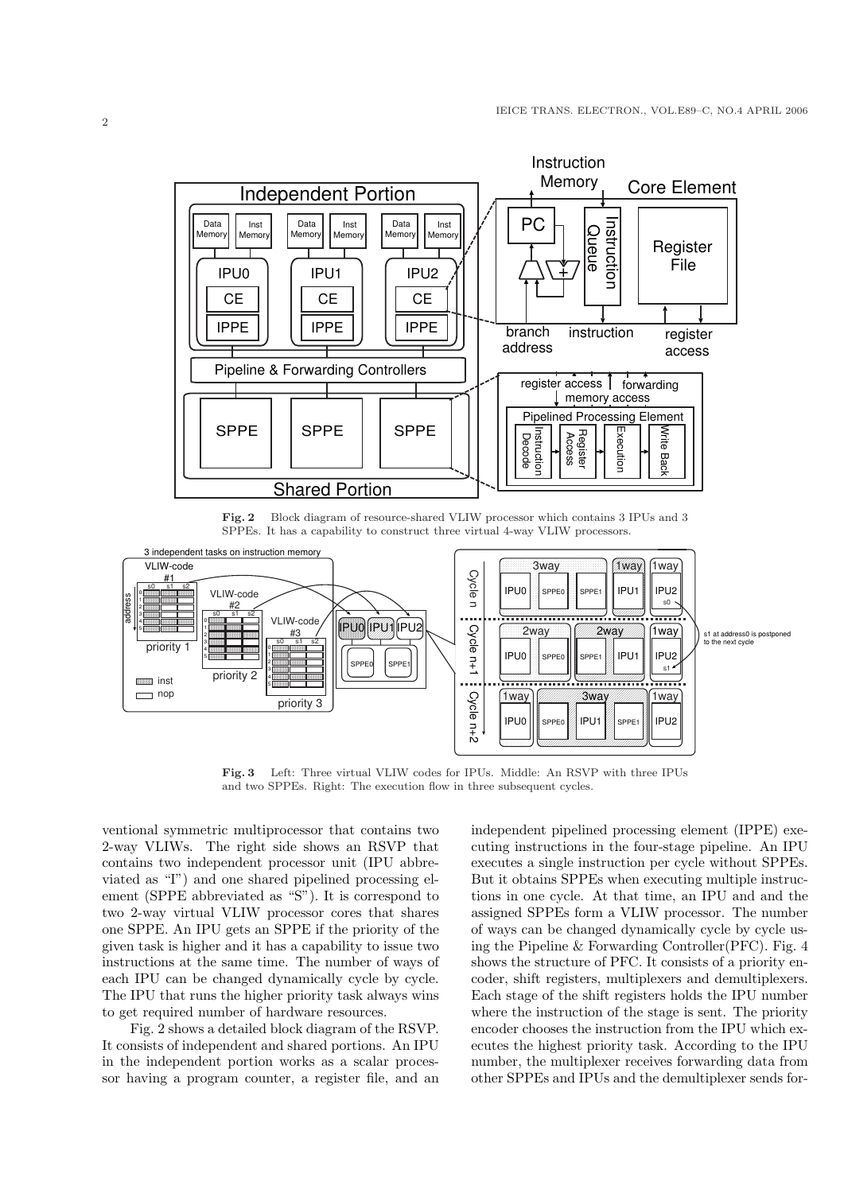**Fig. 2** Block diagram of resource-shared VLIW processor which contains 3 IPUs and 3 SPPEs. It has a capability to construct three virtual 4-way VLIW processors.

**Fig. 3** Left: Three virtual VLIW codes for IPUs. Middle: An RSVP with three IPUs and two SPPEs. Right: The execution flow in three subsequent cycles.

ventional symmetric multiprocessor that contains two 2-way VLIWs. The right side shows an RSVP that contains two independent processor unit (IPU abbreviated as "I") and one shared pipelined processing element (SPPE abbreviated as "S"). It is correspond to two 2-way virtual VLIW processor cores that shares one SPPE. An IPU gets an SPPE if the priority of the given task is higher and it has a capability to issue two instructions at the same time. The number of ways of each IPU can be changed dynamically cycle by cycle. The IPU that runs the higher priority task always wins to get required number of hardware resources.

Fig. 2 shows a detailed block diagram of the RSVP. It consists of independent and shared portions. An IPU in the independent portion works as a scalar processor having a program counter, a register file, and an independent pipelined processing element (IPPE) executing instructions in the four-stage pipeline. An IPU executes a single instruction per cycle without SPPEs. But it obtains SPPEs when executing multiple instructions in one cycle. At that time, an IPU and and the assigned SPPEs form a VLIW processor. The number of ways can be changed dynamically cycle by cycle using the Pipeline & Forwarding Controller(PFC). Fig. 4 shows the structure of PFC. It consists of a priority encoder, shift registers, multiplexers and demultiplexers. Each stage of the shift registers holds the IPU number where the instruction of the stage is sent. The priority encoder chooses the instruction from the IPU which executes the highest priority task. According to the IPU number, the multiplexer receives forwarding data from other SPPEs and IPUs and the demultiplexer sends for-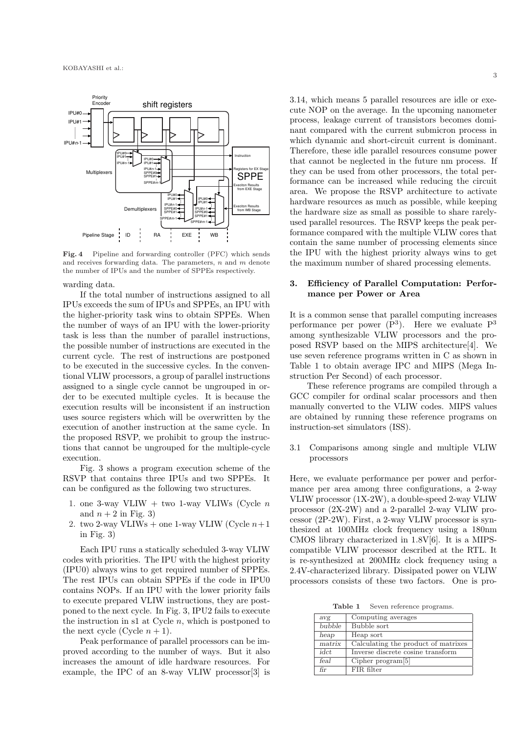Fig. 4 Pipeline and forwarding controller (PFC) which sends and receives forwarding data. The parameters, $n$ and $m$ denote the number of IPUs and the number of SPPEs respectively.

warding data.

If the total number of instructions assigned to all IPUs exceeds the sum of IPUs and SPPEs, an IPU with the higher-priority task wins to obtain SPPEs. When the number of ways of an IPU with the lower-priority task is less than the number of parallel instructions, the possible number of instructions are executed in the current cycle. The rest of instructions are postponed to be executed in the successive cycles. In the conventional VLIW processors, a group of parallel instructions assigned to a single cycle cannot be ungrouped in order to be executed multiple cycles. It is because the execution results will be inconsistent if an instruction uses source registers which will be overwritten by the execution of another instruction at the same cycle. In the proposed RSVP, we prohibit to group the instructions that cannot be ungrouped for the multiple-cycle execution.

Fig. 3 shows a program execution scheme of the RSVP that contains three IPUs and two SPPEs. It can be configured as the following two structures.

1. one 3-way VLIW + two 1-way VLIWs (Cycle $n$ and $n+2$ in Fig. 3)
2. two 2-way VLIWs + one 1-way VLIW (Cycle $n+1$ in Fig. 3)

Each IPU runs a statically scheduled 3-way VLIW codes with priorities. The IPU with the highest priority (IPU0) always wins to get required number of SPPEs. The rest IPUs can obtain SPPEs if the code in IPU0 contains NOPs. If an IPU with the lower priority fails to execute prepared VLIW instructions, they are postponed to the next cycle. In Fig. 3, IPU2 fails to execute the instruction in s1 at Cycle $n$, which is postponed to the next cycle (Cycle $n+1$).

Peak performance of parallel processors can be improved according to the number of ways. But it also increases the amount of idle hardware resources. For example, the IPC of an 8-way VLIW processor[3] is 3.14, which means 5 parallel resources are idle or execute NOP on the average. In the upcoming nanometer process, leakage current of transistors becomes dominant compared with the current submicron process in which dynamic and short-circuit current is dominant. Therefore, these idle parallel resources consume power that cannot be neglected in the future nm process. If they can be used from other processors, the total performance can be increased while reducing the circuit area. We propose the RSVP architecture to activate hardware resources as much as possible, while keeping the hardware size as small as possible to share rarely-used parallel resources. The RSVP keeps the peak performance compared with the multiple VLIW cores that contain the same number of processing elements since the IPU with the highest priority always wins to get the maximum number of shared processing elements.

## 3. Efficiency of Parallel Computation: Performance per Power or Area

It is a common sense that parallel computing increases performance per power ($P^3$). Here we evaluate $P^3$ among synthesizable VLIW processors and the proposed RSVP based on the MIPS architecture[4]. We use seven reference programs written in C as shown in Table 1 to obtain average IPC and MIPS (Mega Instruction Per Second) of each processor.

These reference programs are compiled through a GCC compiler for ordinal scalar processors and then manually converted to the VLIW codes. MIPS values are obtained by running these reference programs on instruction-set simulators (ISS).

### 3.1 Comparisons among single and multiple VLIW processors

Here, we evaluate performance per power and performance per area among three configurations, a 2-way VLIW processor (1X-2W), a double-speed 2-way VLIW processor (2X-2W) and a 2-parallel 2-way VLIW processor (2P-2W). First, a 2-way VLIW processor is synthesized at 100MHz clock frequency using a 180nm CMOS library characterized in 1.8V[6]. It is a MIPS-compatible VLIW processor described at the RTL. It is re-synthesized at 200MHz clock frequency using a 2.4V-characterized library. Dissipated power on VLIW processors consists of these two factors. One is pro-

**Table 1** Seven reference programs.

| | |
|---|---|
| *avg* | Computing averages |
| *bubble* | Bubble sort |
| *heap* | Heap sort |
| *matrix* | Calculating the product of matrixes |
| *idct* | Inverse discrete cosine transform |
| *feal* | Cipher program[5] |
| *fir* | FIR filter |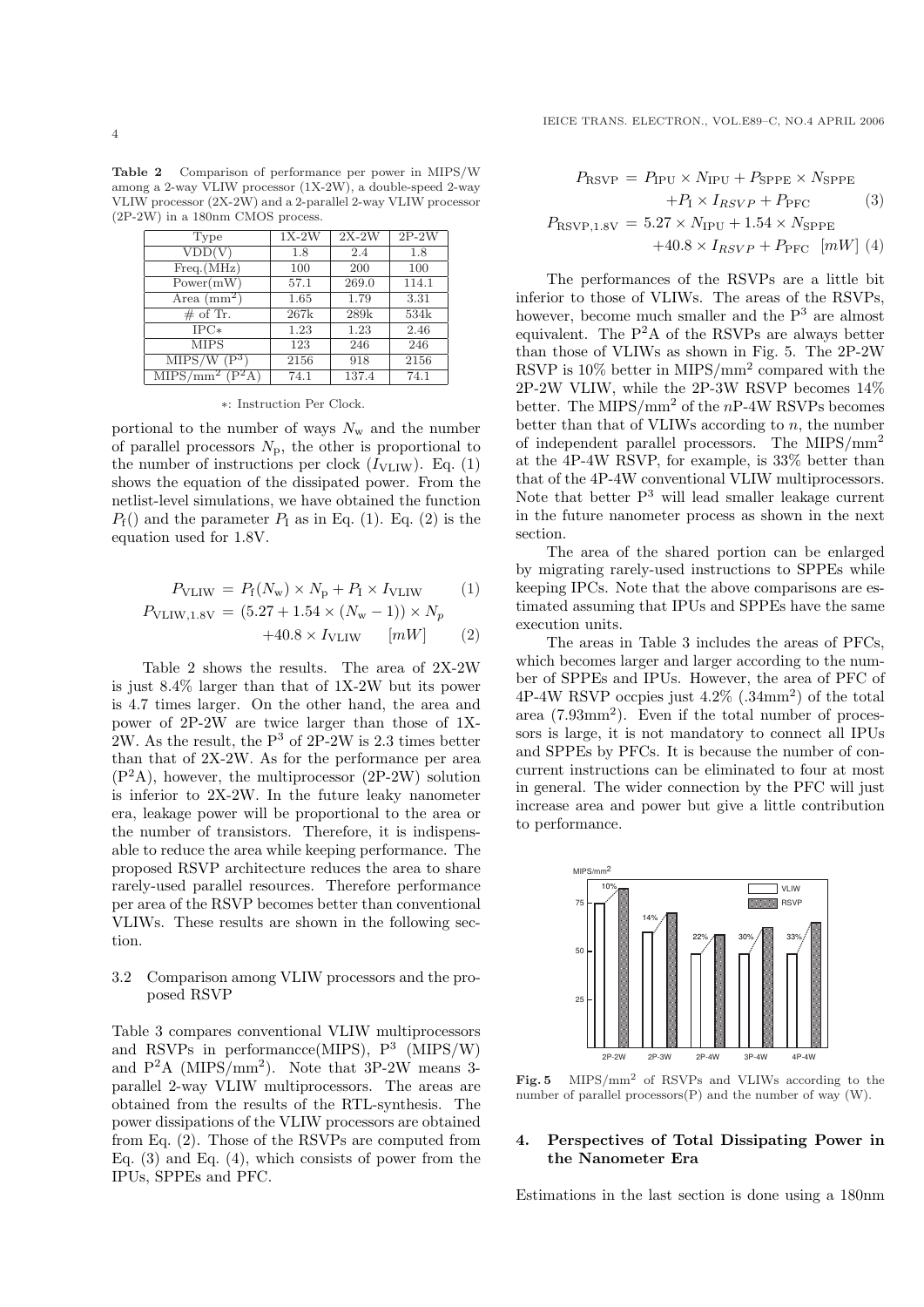**Table 2** Comparison of performance per power in MIPS/W among a 2-way VLIW processor (1X-2W), a double-speed 2-way VLIW processor (2X-2W) and a 2-parallel 2-way VLIW processor (2P-2W) in a 180nm CMOS process.

| Type | 1X-2W | 2X-2W | 2P-2W |
|---|---|---|---|
| VDD(V) | 1.8 | 2.4 | 1.8 |
| Freq.(MHz) | 100 | 200 | 100 |
| Power(mW) | 57.1 | 269.0 | 114.1 |
| Area (mm$^2$) | 1.65 | 1.79 | 3.31 |
| # of Tr. | 267k | 289k | 534k |
| IPC* | 1.23 | 1.23 | 2.46 |
| MIPS | 123 | 246 | 246 |
| MIPS/W (P$^3$) | 2156 | 918 | 2156 |
| MIPS/mm$^2$ (P$^2$A) | 74.1 | 137.4 | 74.1 |

*: Instruction Per Clock.

portional to the number of ways $N_{\rm w}$ and the number of parallel processors $N_{\rm p}$, the other is proportional to the number of instructions per clock ($I_{\rm VLIW}$). Eq. (1) shows the equation of the dissipated power. From the netlist-level simulations, we have obtained the function $P_{\rm f}()$ and the parameter $P_{\rm I}$ as in Eq. (1). Eq. (2) is the equation used for 1.8V.

$$P_{\rm VLIW} = P_{\rm f}(N_{\rm w}) \times N_{\rm p} + P_{\rm I} \times I_{\rm VLIW} \quad (1)$$

$$P_{\rm VLIW,1.8V} = (5.27 + 1.54 \times (N_{\rm w} - 1)) \times N_p + 40.8 \times I_{\rm VLIW} \quad [mW] \quad (2)$$

Table 2 shows the results. The area of 2X-2W is just 8.4% larger than that of 1X-2W but its power is 4.7 times larger. On the other hand, the area and power of 2P-2W are twice larger than those of 1X-2W. As the result, the P$^3$ of 2P-2W is 2.3 times better than that of 2X-2W. As for the performance per area (P$^2$A), however, the multiprocessor (2P-2W) solution is inferior to 2X-2W. In the future leaky nanometer era, leakage power will be proportional to the area or the number of transistors. Therefore, it is indispensable to reduce the area while keeping performance. The proposed RSVP architecture reduces the area to share rarely-used parallel resources. Therefore performance per area of the RSVP becomes better than conventional VLIWs. These results are shown in the following section.

### 3.2 Comparison among VLIW processors and the proposed RSVP

Table 3 compares conventional VLIW multiprocessors and RSVPs in performancce(MIPS), P$^3$ (MIPS/W) and P$^2$A (MIPS/mm$^2$). Note that 3P-2W means 3-parallel 2-way VLIW multiprocessors. The areas are obtained from the results of the RTL-synthesis. The power dissipations of the VLIW processors are obtained from Eq. (2). Those of the RSVPs are computed from Eq. (3) and Eq. (4), which consists of power from the IPUs, SPPEs and PFC.

$$P_{\rm RSVP} = P_{\rm IPU} \times N_{\rm IPU} + P_{\rm SPPE} \times N_{\rm SPPE} + P_{\rm I} \times I_{RSVP} + P_{\rm PFC} \quad (3)$$

$$P_{\rm RSVP,1.8V} = 5.27 \times N_{\rm IPU} + 1.54 \times N_{\rm SPPE} + 40.8 \times I_{RSVP} + P_{\rm PFC} \quad [mW] \quad (4)$$

The performances of the RSVPs are a little bit inferior to those of VLIWs. The areas of the RSVPs, however, become much smaller and the P$^3$ are almost equivalent. The P$^2$A of the RSVPs are always better than those of VLIWs as shown in Fig. 5. The 2P-2W RSVP is 10% better in MIPS/mm$^2$ compared with the 2P-2W VLIW, while the 2P-3W RSVP becomes 14% better. The MIPS/mm$^2$ of the $n$P-4W RSVPs becomes better than that of VLIWs according to $n$, the number of independent parallel processors. The MIPS/mm$^2$ at the 4P-4W RSVP, for example, is 33% better than that of the 4P-4W conventional VLIW multiprocessors. Note that better P$^3$ will lead smaller leakage current in the future nanometer process as shown in the next section.

The area of the shared portion can be enlarged by migrating rarely-used instructions to SPPEs while keeping IPCs. Note that the above comparisons are estimated assuming that IPUs and SPPEs have the same execution units.

The areas in Table 3 includes the areas of PFCs, which becomes larger and larger according to the number of SPPEs and IPUs. However, the area of PFC of 4P-4W RSVP occpies just 4.2% (.34mm$^2$) of the total area (7.93mm$^2$). Even if the total number of processors is large, it is not mandatory to connect all IPUs and SPPEs by PFCs. It is because the number of concurrent instructions can be eliminated to four at most in general. The wider connection by the PFC will just increase area and power but give a little contribution to performance.

**Fig. 5** MIPS/mm$^2$ of RSVPs and VLIWs according to the number of parallel processors(P) and the number of way (W).

## 4. Perspectives of Total Dissipating Power in the Nanometer Era

Estimations in the last section is done using a 180nm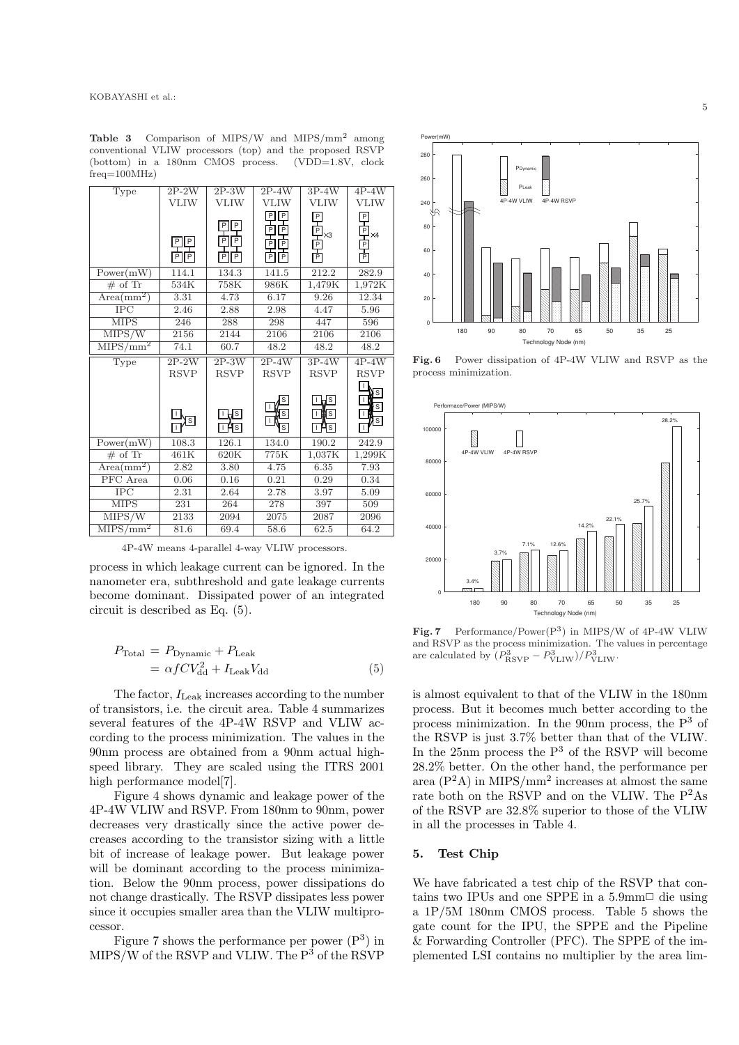**Table 3** Comparison of MIPS/W and MIPS/mm$^2$ among conventional VLIW processors (top) and the proposed RSVP (bottom) in a 180nm CMOS process. (VDD=1.8V, clock freq=100MHz)

| Type | 2P-2W VLIW | 2P-3W VLIW | 2P-4W VLIW | 3P-4W VLIW | 4P-4W VLIW |
|---|---|---|---|---|---|
| Power(mW) | 114.1 | 134.3 | 141.5 | 212.2 | 282.9 |
| # of Tr | 534K | 758K | 986K | 1,479K | 1,972K |
| Area(mm$^2$) | 3.31 | 4.73 | 6.17 | 9.26 | 12.34 |
| IPC | 2.46 | 2.88 | 2.98 | 4.47 | 5.96 |
| MIPS | 246 | 288 | 298 | 447 | 596 |
| MIPS/W | 2156 | 2144 | 2106 | 2106 | 2106 |
| MIPS/mm$^2$ | 74.1 | 60.7 | 48.2 | 48.2 | 48.2 |

| Type | 2P-2W RSVP | 2P-3W RSVP | 2P-4W RSVP | 3P-4W RSVP | 4P-4W RSVP |
|---|---|---|---|---|---|
| Power(mW) | 108.3 | 126.1 | 134.0 | 190.2 | 242.9 |
| # of Tr | 461K | 620K | 775K | 1,037K | 1,299K |
| Area(mm$^2$) | 2.82 | 3.80 | 4.75 | 6.35 | 7.93 |
| PFC Area | 0.06 | 0.16 | 0.21 | 0.29 | 0.34 |
| IPC | 2.31 | 2.64 | 2.78 | 3.97 | 5.09 |
| MIPS | 231 | 264 | 278 | 397 | 509 |
| MIPS/W | 2133 | 2094 | 2075 | 2087 | 2096 |
| MIPS/mm$^2$ | 81.6 | 69.4 | 58.6 | 62.5 | 64.2 |

4P-4W means 4-parallel 4-way VLIW processors.

process in which leakage current can be ignored. In the nanometer era, subthreshold and gate leakage currents become dominant. Dissipated power of an integrated circuit is described as Eq. (5).

$$\begin{aligned} P_{\text{Total}} &= P_{\text{Dynamic}} + P_{\text{Leak}} \\ &= \alpha f C V_{\text{dd}}^2 + I_{\text{Leak}} V_{\text{dd}} \end{aligned} \tag{5}$$

The factor, $I_{\text{Leak}}$ increases according to the number of transistors, i.e. the circuit area. Table 4 summarizes several features of the 4P-4W RSVP and VLIW according to the process minimization. The values in the 90nm process are obtained from a 90nm actual high-speed library. They are scaled using the ITRS 2001 high performance model[7].

Figure 4 shows dynamic and leakage power of the 4P-4W VLIW and RSVP. From 180nm to 90nm, power decreases very drastically since the active power decreases according to the transistor sizing with a little bit of increase of leakage power. But leakage power will be dominant according to the process minimization. Below the 90nm process, power dissipations do not change drastically. The RSVP dissipates less power since it occupies smaller area than the VLIW multiprocessor.

Figure 7 shows the performance per power (P$^3$) in MIPS/W of the RSVP and VLIW. The P$^3$ of the RSVP is almost equivalent to that of the VLIW in the 180nm process. But it becomes much better according to the process minimization. In the 90nm process, the P$^3$ of the RSVP is just 3.7% better than that of the VLIW. In the 25nm process the P$^3$ of the RSVP will become 28.2% better. On the other hand, the performance per area (P$^2$A) in MIPS/mm$^2$ increases at almost the same rate both on the RSVP and on the VLIW. The P$^2$As of the RSVP are 32.8% superior to those of the VLIW in all the processes in Table 4.

**Fig. 6** Power dissipation of 4P-4W VLIW and RSVP as the process minimization.

**Fig. 7** Performance/Power(P$^3$) in MIPS/W of 4P-4W VLIW and RSVP as the process minimization. The values in percentage are calculated by $(P^3_{\text{RSVP}} - P^3_{\text{VLIW}})/P^3_{\text{VLIW}}$.

## 5. Test Chip

We have fabricated a test chip of the RSVP that contains two IPUs and one SPPE in a 5.9mm□ die using a 1P/5M 180nm CMOS process. Table 5 shows the gate count for the IPU, the SPPE and the Pipeline & Forwarding Controller (PFC). The SPPE of the implemented LSI contains no multiplier by the area lim-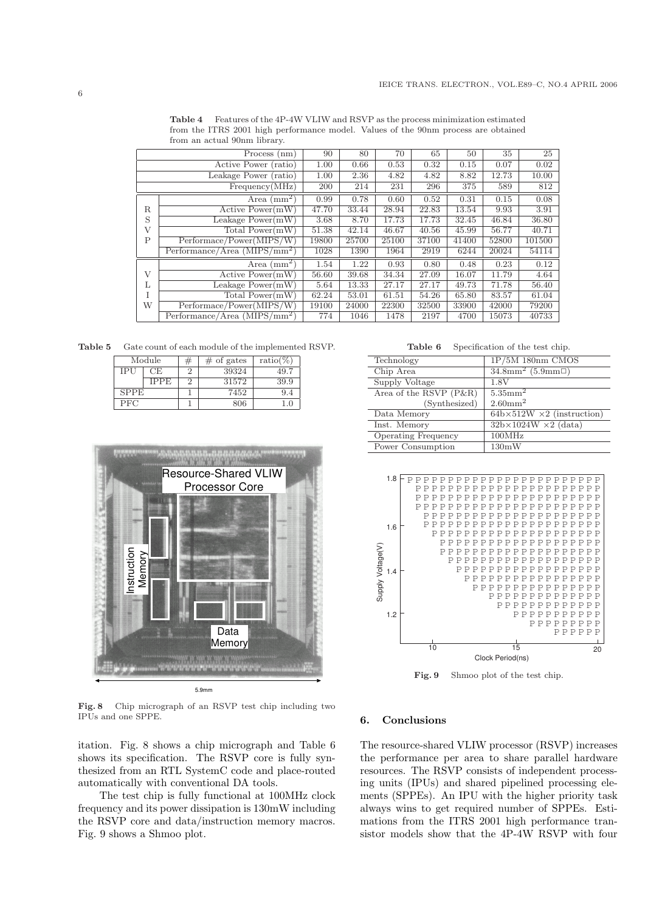**Table 4** Features of the 4P-4W VLIW and RSVP as the process minimization estimated from the ITRS 2001 high performance model. Values of the 90nm process are obtained from an actual 90nm library.

| | Process (nm) | 90 | 80 | 70 | 65 | 50 | 35 | 25 |
|---|---|---|---|---|---|---|---|---|
| | Active Power (ratio) | 1.00 | 0.66 | 0.53 | 0.32 | 0.15 | 0.07 | 0.02 |
| | Leakage Power (ratio) | 1.00 | 2.36 | 4.82 | 4.82 | 8.82 | 12.73 | 10.00 |
| | Frequency(MHz) | 200 | 214 | 231 | 296 | 375 | 589 | 812 |
| RSVP | Area ($mm^2$) | 0.99 | 0.78 | 0.60 | 0.52 | 0.31 | 0.15 | 0.08 |
| | Active Power(mW) | 47.70 | 33.44 | 28.94 | 22.83 | 13.54 | 9.93 | 3.91 |
| | Leakage Power(mW) | 3.68 | 8.70 | 17.73 | 17.73 | 32.45 | 46.84 | 36.80 |
| | Total Power(mW) | 51.38 | 42.14 | 46.67 | 40.56 | 45.99 | 56.77 | 40.71 |
| | Performace/Power(MIPS/W) | 19800 | 25700 | 25100 | 37100 | 41400 | 52800 | 101500 |
| | Performance/Area (MIPS/$mm^2$) | 1028 | 1390 | 1964 | 2919 | 6244 | 20024 | 54114 |
| VLIW | Area ($mm^2$) | 1.54 | 1.22 | 0.93 | 0.80 | 0.48 | 0.23 | 0.12 |
| | Active Power(mW) | 56.60 | 39.68 | 34.34 | 27.09 | 16.07 | 11.79 | 4.64 |
| | Leakage Power(mW) | 5.64 | 13.33 | 27.17 | 27.17 | 49.73 | 71.78 | 56.40 |
| | Total Power(mW) | 62.24 | 53.01 | 61.51 | 54.26 | 65.80 | 83.57 | 61.04 |
| | Performace/Power(MIPS/W) | 19100 | 24000 | 22300 | 32500 | 33900 | 42000 | 79200 |
| | Performance/Area (MIPS/$mm^2$) | 774 | 1046 | 1478 | 2197 | 4700 | 15073 | 40733 |

**Table 5** Gate count of each module of the implemented RSVP.

| Module | | # | # of gates | ratio(%) |
|---|---|---|---|---|
| IPU | CE | 2 | 39324 | 49.7 |
| | IPPE | 2 | 31572 | 39.9 |
| SPPE | | 1 | 7452 | 9.4 |
| PFC | | 1 | 806 | 1.0 |

**Fig. 8** Chip micrograph of an RSVP test chip including two IPUs and one SPPE.

**Table 6** Specification of the test chip.

| Technology | 1P/5M 180nm CMOS |
|---|---|
| Chip Area | $34.8mm^2$ ($5.9mm\square$) |
| Supply Voltage | 1.8V |
| Area of the RSVP (P&R) | $5.35mm^2$ |
| (Synthesized) | $2.60mm^2$ |
| Data Memory | $64b\times512W \times2$ (instruction) |
| Inst. Memory | $32b\times1024W \times2$ (data) |
| Operating Frequency | 100MHz |
| Power Consumption | 130mW |

**Fig. 9** Shmoo plot of the test chip.

itation. Fig. 8 shows a chip micrograph and Table 6 shows its specification. The RSVP core is fully synthesized from an RTL SystemC code and place-routed automatically with conventional DA tools.

The test chip is fully functional at 100MHz clock frequency and its power dissipation is 130mW including the RSVP core and data/instruction memory macros. Fig. 9 shows a Shmoo plot.

## 6. Conclusions

The resource-shared VLIW processor (RSVP) increases the performance per area to share parallel hardware resources. The RSVP consists of independent processing units (IPUs) and shared pipelined processing elements (SPPEs). An IPU with the higher priority task always wins to get required number of SPPEs. Estimations from the ITRS 2001 high performance transistor models show that the 4P-4W RSVP with four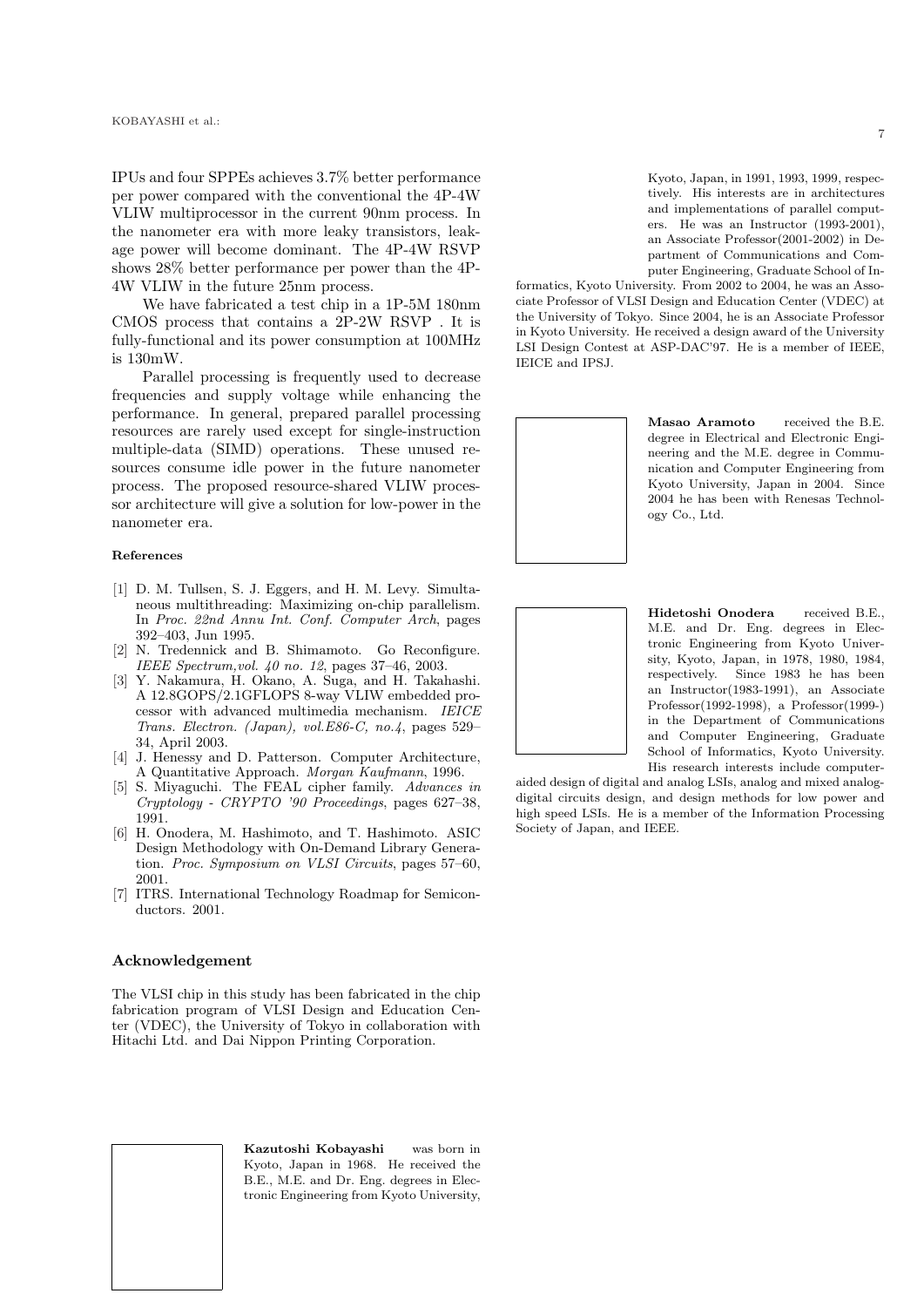IPUs and four SPPEs achieves 3.7% better performance per power compared with the conventional the 4P-4W VLIW multiprocessor in the current 90nm process. In the nanometer era with more leaky transistors, leakage power will become dominant. The 4P-4W RSVP shows 28% better performance per power than the 4P-4W VLIW in the future 25nm process.

We have fabricated a test chip in a 1P-5M 180nm CMOS process that contains a 2P-2W RSVP . It is fully-functional and its power consumption at 100MHz is 130mW.

Parallel processing is frequently used to decrease frequencies and supply voltage while enhancing the performance. In general, prepared parallel processing resources are rarely used except for single-instruction multiple-data (SIMD) operations. These unused resources consume idle power in the future nanometer process. The proposed resource-shared VLIW processor architecture will give a solution for low-power in the nanometer era.

#### References

[1] D. M. Tullsen, S. J. Eggers, and H. M. Levy. Simultaneous multithreading: Maximizing on-chip parallelism. In *Proc. 22nd Annu Int. Conf. Computer Arch*, pages 392–403, Jun 1995.

[2] N. Tredennick and B. Shimamoto. Go Reconfigure. *IEEE Spectrum,vol. 40 no. 12*, pages 37–46, 2003.

[3] Y. Nakamura, H. Okano, A. Suga, and H. Takahashi. A 12.8GOPS/2.1GFLOPS 8-way VLIW embedded processor with advanced multimedia mechanism. *IEICE Trans. Electron. (Japan), vol.E86-C, no.4*, pages 529–34, April 2003.

[4] J. Henessy and D. Patterson. Computer Architecture, A Quantitative Approach. *Morgan Kaufmann*, 1996.

[5] S. Miyaguchi. The FEAL cipher family. *Advances in Cryptology - CRYPTO '90 Proceedings*, pages 627–38, 1991.

[6] H. Onodera, M. Hashimoto, and T. Hashimoto. ASIC Design Methodology with On-Demand Library Generation. *Proc. Symposium on VLSI Circuits*, pages 57–60, 2001.

[7] ITRS. International Technology Roadmap for Semiconductors. 2001.

## Acknowledgement

The VLSI chip in this study has been fabricated in the chip fabrication program of VLSI Design and Education Center (VDEC), the University of Tokyo in collaboration with Hitachi Ltd. and Dai Nippon Printing Corporation.

**Kazutoshi Kobayashi** was born in Kyoto, Japan in 1968. He received the B.E., M.E. and Dr. Eng. degrees in Electronic Engineering from Kyoto University, Kyoto, Japan, in 1991, 1993, 1999, respectively. His interests are in architectures and implementations of parallel computers. He was an Instructor (1993-2001), an Associate Professor(2001-2002) in Department of Communications and Computer Engineering, Graduate School of Informatics, Kyoto University. From 2002 to 2004, he was an Associate Professor of VLSI Design and Education Center (VDEC) at the University of Tokyo. Since 2004, he is an Associate Professor in Kyoto University. He received a design award of the University LSI Design Contest at ASP-DAC'97. He is a member of IEEE, IEICE and IPSJ.

**Masao Aramoto** received the B.E. degree in Electrical and Electronic Engineering and the M.E. degree in Communication and Computer Engineering from Kyoto University, Japan in 2004. Since 2004 he has been with Renesas Technology Co., Ltd.

**Hidetoshi Onodera** received B.E., M.E. and Dr. Eng. degrees in Electronic Engineering from Kyoto University, Kyoto, Japan, in 1978, 1980, 1984, respectively. Since 1983 he has been an Instructor(1983-1991), an Associate Professor(1992-1998), a Professor(1999-) in the Department of Communications and Computer Engineering, Graduate School of Informatics, Kyoto University. His research interests include computer-aided design of digital and analog LSIs, analog and mixed analog-digital circuits design, and design methods for low power and high speed LSIs. He is a member of the Information Processing Society of Japan, and IEEE.